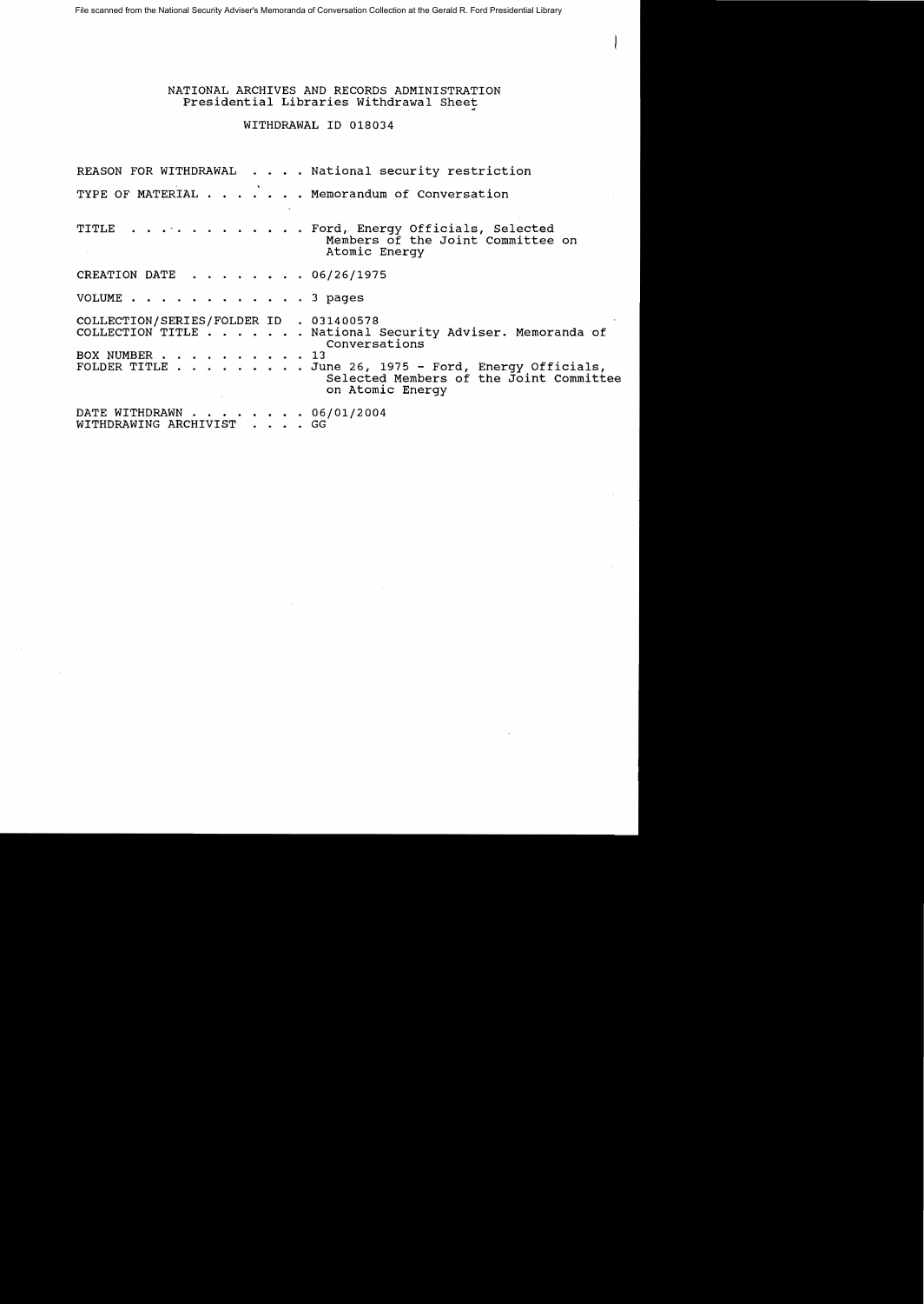NATIONAL ARCHIVES AND RECORDS ADMINISTRATION
Presidential Libraries Withdrawal Sheet

WITHDRAWAL ID 018034

REASON FOR WITHDRAWAL . . . . National security restriction

TYPE OF MATERIAL . . . . . . Memorandum of Conversation

TITLE . . . . . . . . . . . . Ford, Energy Officials, Selected Members of the Joint Committee on Atomic Energy

CREATION DATE . . . . . . . . 06/26/1975

VOLUME . . . . . . . . . . . . 3 pages

COLLECTION/SERIES/FOLDER ID . 031400578
COLLECTION TITLE . . . . . . National Security Adviser. Memoranda of Conversations
BOX NUMBER . . . . . . . . . . 13
FOLDER TITLE . . . . . . . . June 26, 1975 - Ford, Energy Officials, Selected Members of the Joint Committee on Atomic Energy

DATE WITHDRAWN . . . . . . . . 06/01/2004
WITHDRAWING ARCHIVIST . . . . GG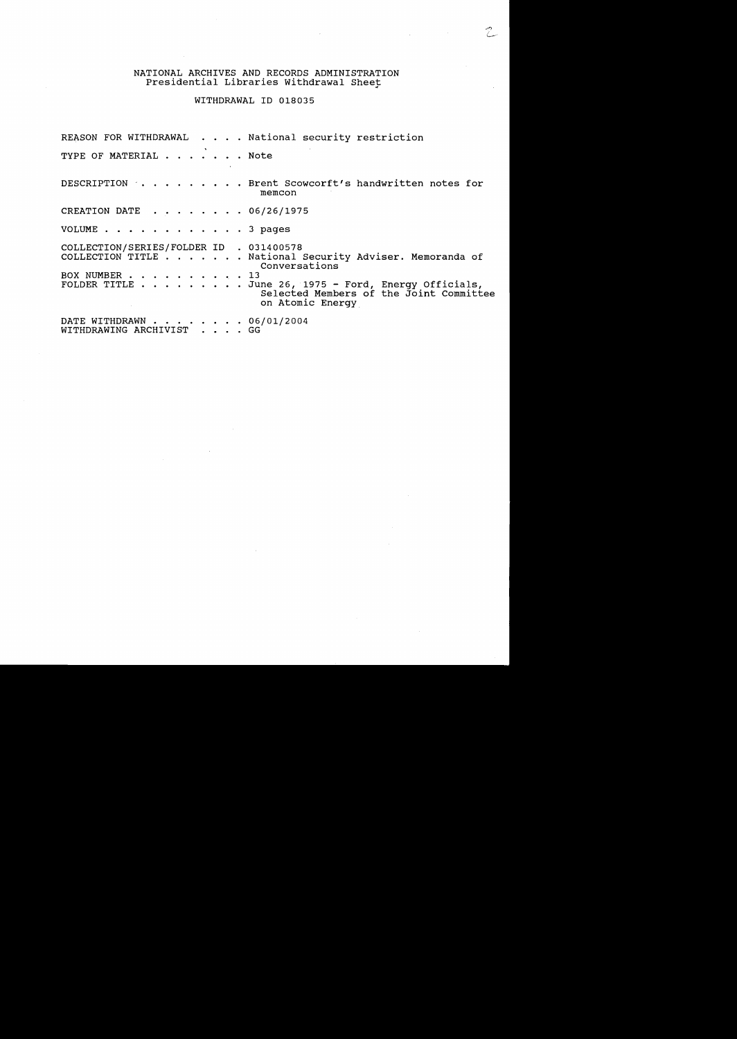NATIONAL ARCHIVES AND RECORDS ADMINISTRATION
Presidential Libraries Withdrawal Sheet

WITHDRAWAL ID 018035

REASON FOR WITHDRAWAL . . . . National security restriction

TYPE OF MATERIAL . . . . . . . Note

DESCRIPTION . . . . . . . . . . Brent Scowcorft's handwritten notes for memcon

CREATION DATE . . . . . . . . 06/26/1975

VOLUME . . . . . . . . . . . . 3 pages

COLLECTION/SERIES/FOLDER ID . 031400578
COLLECTION TITLE . . . . . . . National Security Adviser. Memoranda of Conversations
BOX NUMBER . . . . . . . . . . 13
FOLDER TITLE . . . . . . . . . June 26, 1975 - Ford, Energy Officials, Selected Members of the Joint Committee on Atomic Energy

DATE WITHDRAWN . . . . . . . . 06/01/2004
WITHDRAWING ARCHIVIST . . . . GG